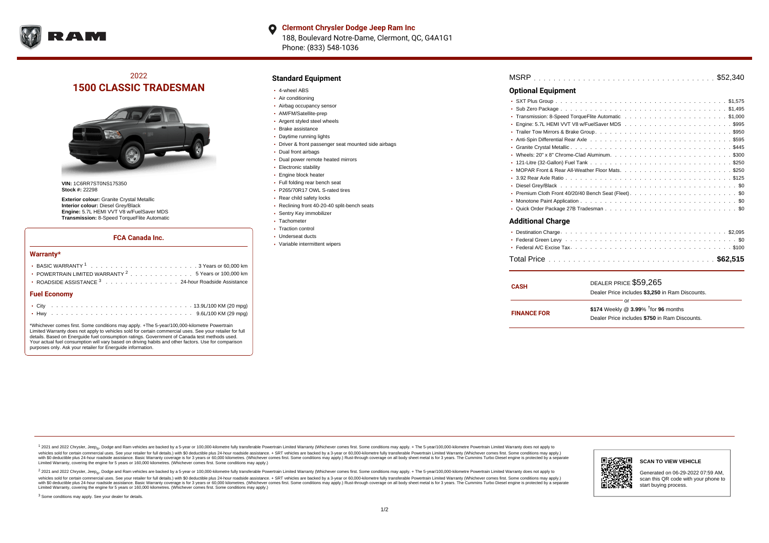**Clermont Chrysler Dodge Jeep Ram Inc**
188, Boulevard Notre-Dame, Clermont, QC, G4A1G1
Phone: (833) 548-1036

## 2022
# 1500 CLASSIC TRADESMAN

**VIN:** 1C6RR7ST0NS175350
**Stock #:** 22298

**Exterior colour:** Granite Crystal Metallic
**Interior colour:** Diesel Grey/Black
**Engine:** 5.7L HEMI VVT V8 w/FuelSaver MDS
**Transmission:** 8-Speed TorqueFlite Automatic

### FCA Canada Inc.

#### Warranty*

- BASIC WARRANTY [1] . . . 3 Years or 60,000 km
- POWERTRAIN LIMITED WARRANTY [2] . . . 5 Years or 100,000 km
- ROADSIDE ASSISTANCE [3] . . . 24-hour Roadside Assistance

#### Fuel Economy

- City . . . 13.9L/100 KM (20 mpg)
- Hwy . . . 9.6L/100 KM (29 mpg)

*Whichever comes first. Some conditions may apply. +The 5-year/100,000-kilometre Powertrain Limited Warranty does not apply to vehicles sold for certain commercial uses. See your retailer for full details. Based on Energuide fuel consumption ratings. Government of Canada test methods used. Your actual fuel consumption will vary based on driving habits and other factors. Use for comparison purposes only. Ask your retailer for Energuide information.

## Standard Equipment

- 4-wheel ABS
- Air conditioning
- Airbag occupancy sensor
- AM/FM/Satellite-prep
- Argent styled steel wheels
- Brake assistance
- Daytime running lights
- Driver & front passenger seat mounted side airbags
- Dual front airbags
- Dual power remote heated mirrors
- Electronic stability
- Engine block heater
- Full folding rear bench seat
- P265/70R17 OWL S-rated tires
- Rear child safety locks
- Reclining front 40-20-40 split-bench seats
- Sentry Key immobilizer
- Tachometer
- Traction control
- Underseat ducts
- Variable intermittent wipers

MSRP . . . $52,340

## Optional Equipment

- SXT Plus Group . . . $1,575
- Sub Zero Package . . . $1,495
- Transmission: 8-Speed TorqueFlite Automatic . . . $1,000
- Engine: 5.7L HEMI VVT V8 w/FuelSaver MDS . . . $995
- Trailer Tow Mirrors & Brake Group . . . $950
- Anti-Spin Differential Rear Axle . . . $595
- Granite Crystal Metallic . . . $445
- Wheels: 20" x 8" Chrome-Clad Aluminum . . . $300
- 121-Litre (32-Gallon) Fuel Tank . . . $250
- MOPAR Front & Rear All-Weather Floor Mats . . . $250
- 3.92 Rear Axle Ratio . . . $125
- Diesel Grey/Black . . . $0
- Premium Cloth Front 40/20/40 Bench Seat (Fleet) . . . $0
- Monotone Paint Application . . . $0
- Quick Order Package 27B Tradesman . . . $0

## Additional Charge

- Destination Charge . . . $2,095
- Federal Green Levy . . . $0
- Federal A/C Excise Tax . . . $100

Total Price . . . **$62,515**

**CASH** — DEALER PRICE $59,265
Dealer Price includes **$3,250** in Ram Discounts.

or

**FINANCE FOR** — **$174** Weekly @ **3.99%** †for **96** months
Dealer Price includes **$750** in Ram Discounts.

[1] 2021 and 2022 Chrysler, Jeep®, Dodge and Ram vehicles are backed by a 5-year or 100,000-kilometre fully transferable Powertrain Limited Warranty (Whichever comes first. Some conditions may apply. + The 5-year/100,000-kilometre Powertrain Limited Warranty does not apply to vehicles sold for certain commercial uses. See your retailer for full details.) with $0 deductible plus 24-hour roadside assistance. + SRT vehicles are backed by a 3-year or 60,000-kilometre fully transferable Powertrain Limited Warranty (Whichever comes first. Some conditions may apply.) with $0 deductible plus 24-hour roadside assistance. Basic Warranty coverage is for 3 years or 60,000 kilometres. (Whichever comes first. Some conditions may apply.) Rust-through coverage on all body sheet metal is for 3 years. The Cummins Turbo Diesel engine is protected by a separate Limited Warranty, covering the engine for 5 years or 160,000 kilometres. (Whichever comes first. Some conditions may apply.)

[2] 2021 and 2022 Chrysler, Jeep®, Dodge and Ram vehicles are backed by a 5-year or 100,000-kilometre fully transferable Powertrain Limited Warranty (Whichever comes first. Some conditions may apply. + The 5-year/100,000-kilometre Powertrain Limited Warranty does not apply to vehicles sold for certain commercial uses. See your retailer for full details.) with $0 deductible plus 24-hour roadside assistance. + SRT vehicles are backed by a 3-year or 60,000-kilometre fully transferable Powertrain Limited Warranty (Whichever comes first. Some conditions may apply.) with $0 deductible plus 24-hour roadside assistance. Basic Warranty coverage is for 3 years or 60,000 kilometres. (Whichever comes first. Some conditions may apply.) Rust-through coverage on all body sheet metal is for 3 years. The Cummins Turbo Diesel engine is protected by a separate Limited Warranty, covering the engine for 5 years or 160,000 kilometres. (Whichever comes first. Some conditions may apply.)

[3] Some conditions may apply. See your dealer for details.

**SCAN TO VIEW VEHICLE**

Generated on 06-29-2022 07:59 AM, scan this QR code with your phone to start buying process.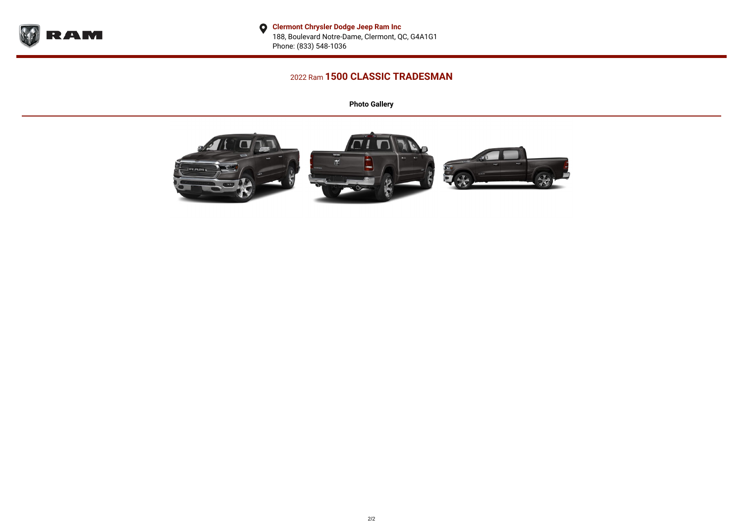**Clermont Chrysler Dodge Jeep Ram Inc**
188, Boulevard Notre-Dame, Clermont, QC, G4A1G1
Phone: (833) 548-1036

# 2022 Ram **1500 CLASSIC TRADESMAN**

## Photo Gallery